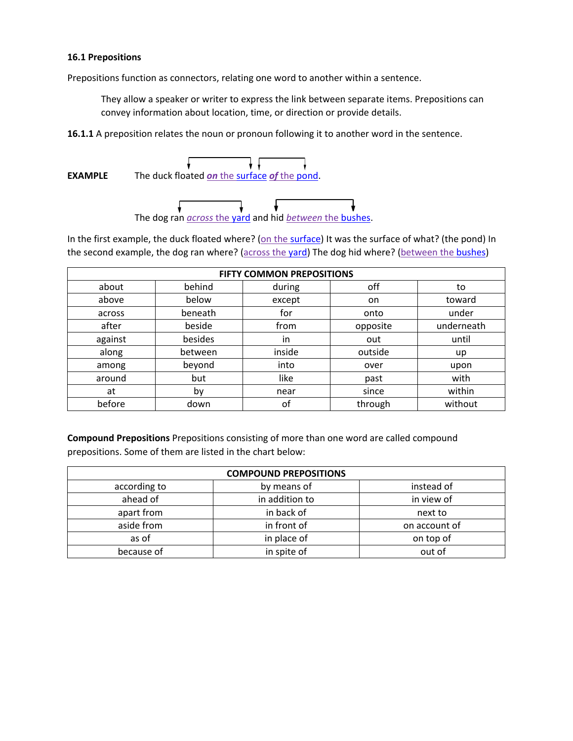### 16.1 Prepositions

Prepositions function as connectors, relating one word to another within a sentence.

> They allow a speaker or writer to express the link between separate items. Prepositions can convey information about location, time, or direction or provide details.

**16.1.1** A preposition relates the noun or pronoun following it to another word in the sentence.

**EXAMPLE** The duck floated ***on*** the surface ***of*** the pond.

The dog ran *across* the yard and hid *between* the bushes.

In the first example, the duck floated where? (on the surface) It was the surface of what? (the pond) In the second example, the dog ran where? (across the yard) The dog hid where? (between the bushes)

| FIFTY COMMON PREPOSITIONS | | | | |
|---|---|---|---|---|
| about | behind | during | off | to |
| above | below | except | on | toward |
| across | beneath | for | onto | under |
| after | beside | from | opposite | underneath |
| against | besides | in | out | until |
| along | between | inside | outside | up |
| among | beyond | into | over | upon |
| around | but | like | past | with |
| at | by | near | since | within |
| before | down | of | through | without |

**Compound Prepositions** Prepositions consisting of more than one word are called compound prepositions. Some of them are listed in the chart below:

| COMPOUND PREPOSITIONS | | |
|---|---|---|
| according to | by means of | instead of |
| ahead of | in addition to | in view of |
| apart from | in back of | next to |
| aside from | in front of | on account of |
| as of | in place of | on top of |
| because of | in spite of | out of |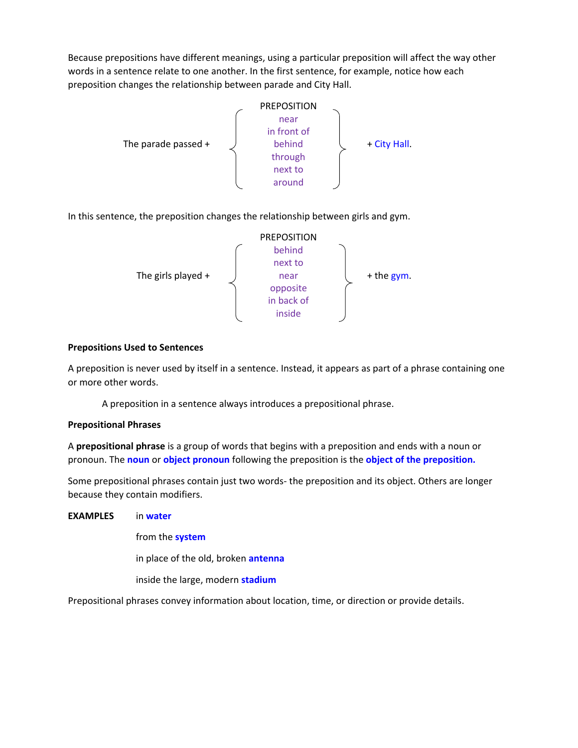Because prepositions have different meanings, using a particular preposition will affect the way other words in a sentence relate to one another. In the first sentence, for example, notice how each preposition changes the relationship between parade and City Hall.

| | PREPOSITION | |
|---|---|---|
| The parade passed + | near | + City Hall. |
| | in front of | |
| | behind | |
| | through | |
| | next to | |
| | around | |

In this sentence, the preposition changes the relationship between girls and gym.

| | PREPOSITION | |
|---|---|---|
| The girls played + | behind | + the gym. |
| | next to | |
| | near | |
| | opposite | |
| | in back of | |
| | inside | |

**Prepositions Used to Sentences**

A preposition is never used by itself in a sentence. Instead, it appears as part of a phrase containing one or more other words.

> A preposition in a sentence always introduces a prepositional phrase.

**Prepositional Phrases**

A **prepositional phrase** is a group of words that begins with a preposition and ends with a noun or pronoun. The **noun** or **object pronoun** following the preposition is the **object of the preposition.**

Some prepositional phrases contain just two words- the preposition and its object. Others are longer because they contain modifiers.

**EXAMPLES**

in **water**

from the **system**

in place of the old, broken **antenna**

inside the large, modern **stadium**

Prepositional phrases convey information about location, time, or direction or provide details.